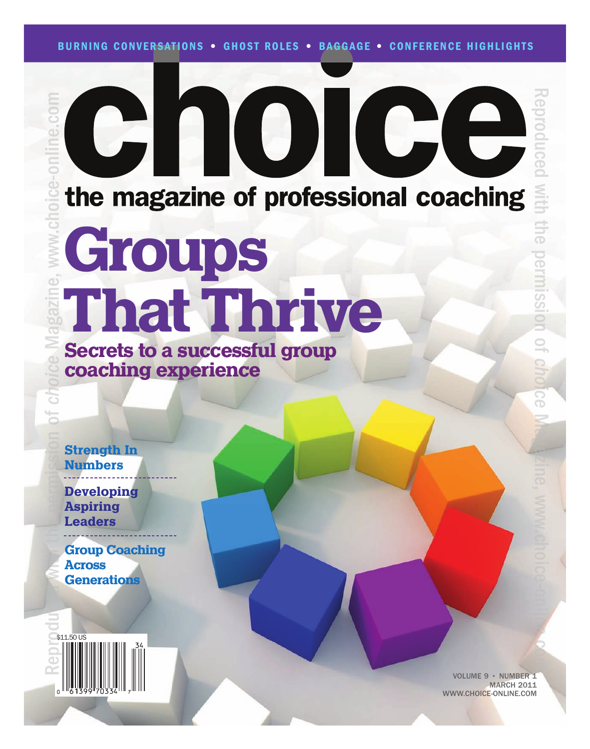BURNING CONVERSATIONS • GHOST ROLES • BAGGAGE • CONFERENCE HIGHLIGHTS

# choice

## the magazine of professional coaching

# Groups That Thrive

### Secrets to a successful group coaching experience

**Strength In Numbers**

**Developing Aspiring Leaders**

**Group Coaching Across Generations**

$11.50 US

VOLUME 9 • NUMBER 1
MARCH 2011
WWW.CHOICE-ONLINE.COM

Reproduced with the permission of *choice* Magazine, www.choice-online.com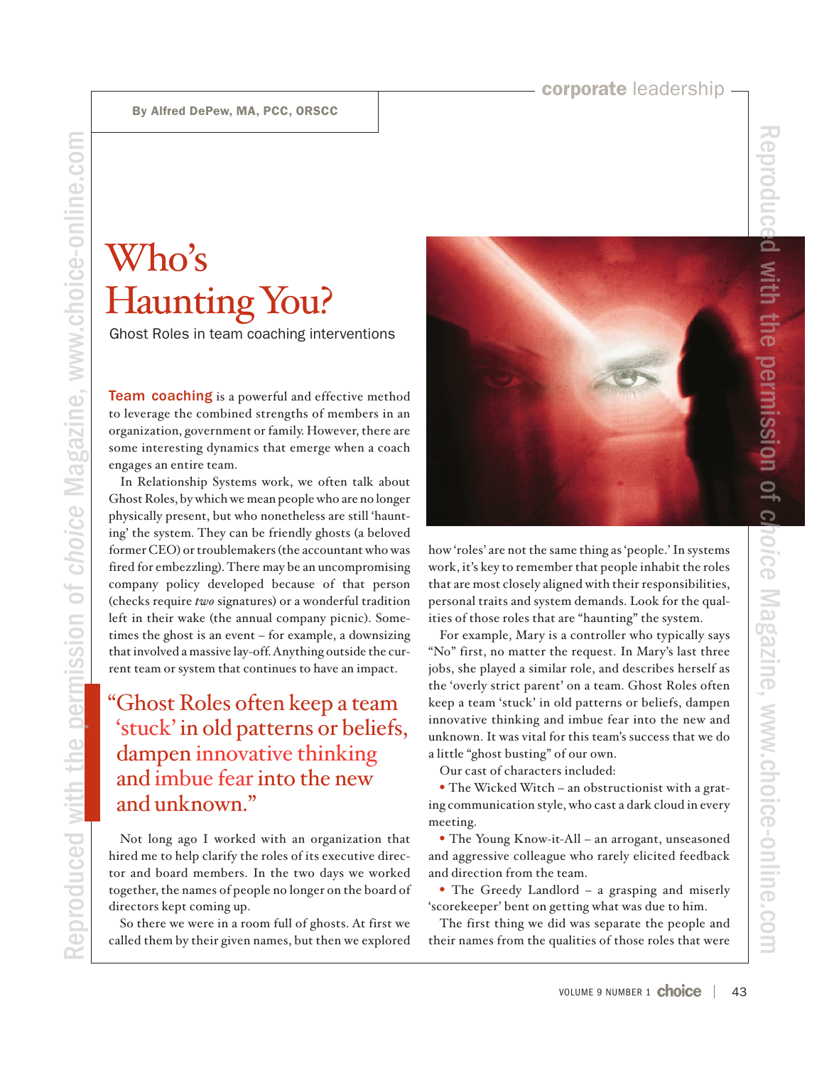By Alfred DePew, MA, PCC, ORSCC

# Who's Haunting You?

## Ghost Roles in team coaching interventions

**Team coaching** is a powerful and effective method to leverage the combined strengths of members in an organization, government or family. However, there are some interesting dynamics that emerge when a coach engages an entire team.

In Relationship Systems work, we often talk about Ghost Roles, by which we mean people who are no longer physically present, but who nonetheless are still 'haunting' the system. They can be friendly ghosts (a beloved former CEO) or troublemakers (the accountant who was fired for embezzling). There may be an uncompromising company policy developed because of that person (checks require *two* signatures) or a wonderful tradition left in their wake (the annual company picnic). Sometimes the ghost is an event – for example, a downsizing that involved a massive lay-off. Anything outside the current team or system that continues to have an impact.

> "Ghost Roles often keep a team 'stuck' in old patterns or beliefs, dampen innovative thinking and imbue fear into the new and unknown."

Not long ago I worked with an organization that hired me to help clarify the roles of its executive director and board members. In the two days we worked together, the names of people no longer on the board of directors kept coming up.

So there we were in a room full of ghosts. At first we called them by their given names, but then we explored how 'roles' are not the same thing as 'people.' In systems work, it's key to remember that people inhabit the roles that are most closely aligned with their responsibilities, personal traits and system demands. Look for the qualities of those roles that are "haunting" the system.

For example, Mary is a controller who typically says "No" first, no matter the request. In Mary's last three jobs, she played a similar role, and describes herself as the 'overly strict parent' on a team. Ghost Roles often keep a team 'stuck' in old patterns or beliefs, dampen innovative thinking and imbue fear into the new and unknown. It was vital for this team's success that we do a little "ghost busting" of our own.

Our cast of characters included:

- The Wicked Witch – an obstructionist with a grating communication style, who cast a dark cloud in every meeting.
- The Young Know-it-All – an arrogant, unseasoned and aggressive colleague who rarely elicited feedback and direction from the team.
- The Greedy Landlord – a grasping and miserly 'scorekeeper' bent on getting what was due to him.

The first thing we did was separate the people and their names from the qualities of those roles that were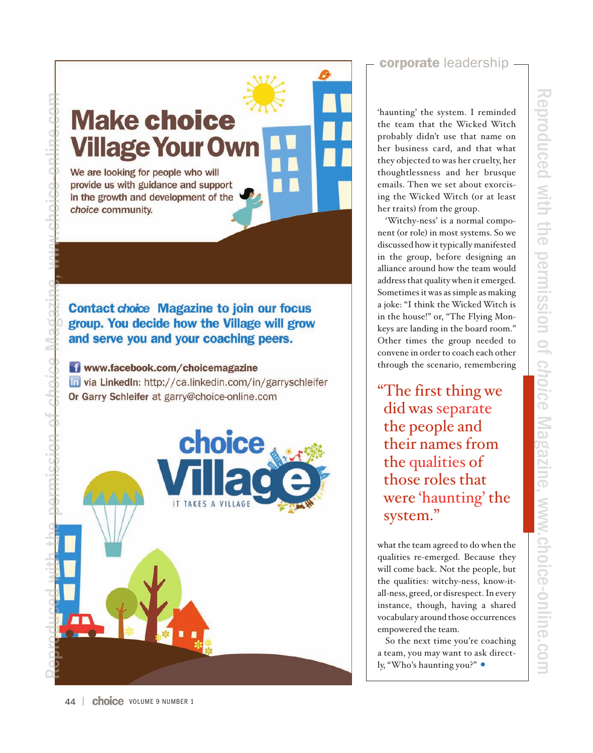## Make choice Village Your Own

We are looking for people who will provide us with guidance and support in the growth and development of the *choice* community.

**Contact *choice* Magazine to join our focus group. You decide how the Village will grow and serve you and your coaching peers.**

**www.facebook.com/choicemagazine**

**via LinkedIn:** http://ca.linkedin.com/in/garryschleifer

**Or Garry Schleifer** at garry@choice-online.com

choice Village

IT TAKES A VILLAGE

'haunting' the system. I reminded the team that the Wicked Witch probably didn't use that name on her business card, and that what they objected to was her cruelty, her thoughtlessness and her brusque emails. Then we set about exorcising the Wicked Witch (or at least her traits) from the group.

'Witchy-ness' is a normal component (or role) in most systems. So we discussed how it typically manifested in the group, before designing an alliance around how the team would address that quality when it emerged. Sometimes it was as simple as making a joke: "I think the Wicked Witch is in the house!" or, "The Flying Monkeys are landing in the board room." Other times the group needed to convene in order to coach each other through the scenario, remembering

> "The first thing we did was separate the people and their names from the qualities of those roles that were 'haunting' the system."

what the team agreed to do when the qualities re-emerged. Because they will come back. Not the people, but the qualities: witchy-ness, know-it-all-ness, greed, or disrespect. In every instance, though, having a shared vocabulary around those occurrences empowered the team.

So the next time you're coaching a team, you may want to ask directly, "Who's haunting you?" •